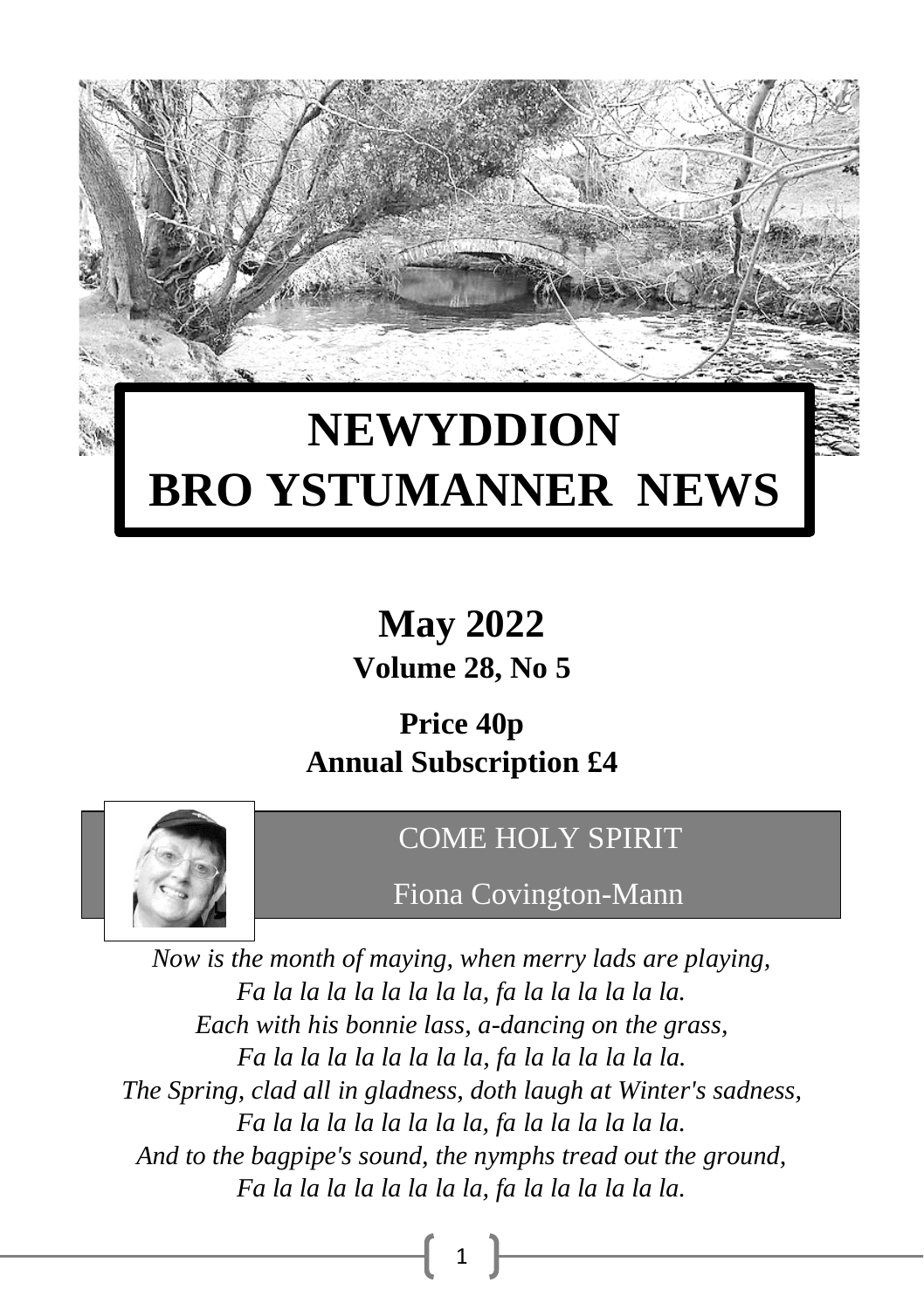# NEWYDDION BRO YSTUMANNER NEWS

**May 2022**

**Volume 28, No 5**

**Price 40p**

**Annual Subscription £4**

## COME HOLY SPIRIT

Fiona Covington-Mann

*Now is the month of maying, when merry lads are playing,*
*Fa la la la la la la la la, fa la la la la la la.*
*Each with his bonnie lass, a-dancing on the grass,*
*Fa la la la la la la la la, fa la la la la la la.*
*The Spring, clad all in gladness, doth laugh at Winter's sadness,*
*Fa la la la la la la la la, fa la la la la la la.*
*And to the bagpipe's sound, the nymphs tread out the ground,*
*Fa la la la la la la la la, fa la la la la la la.*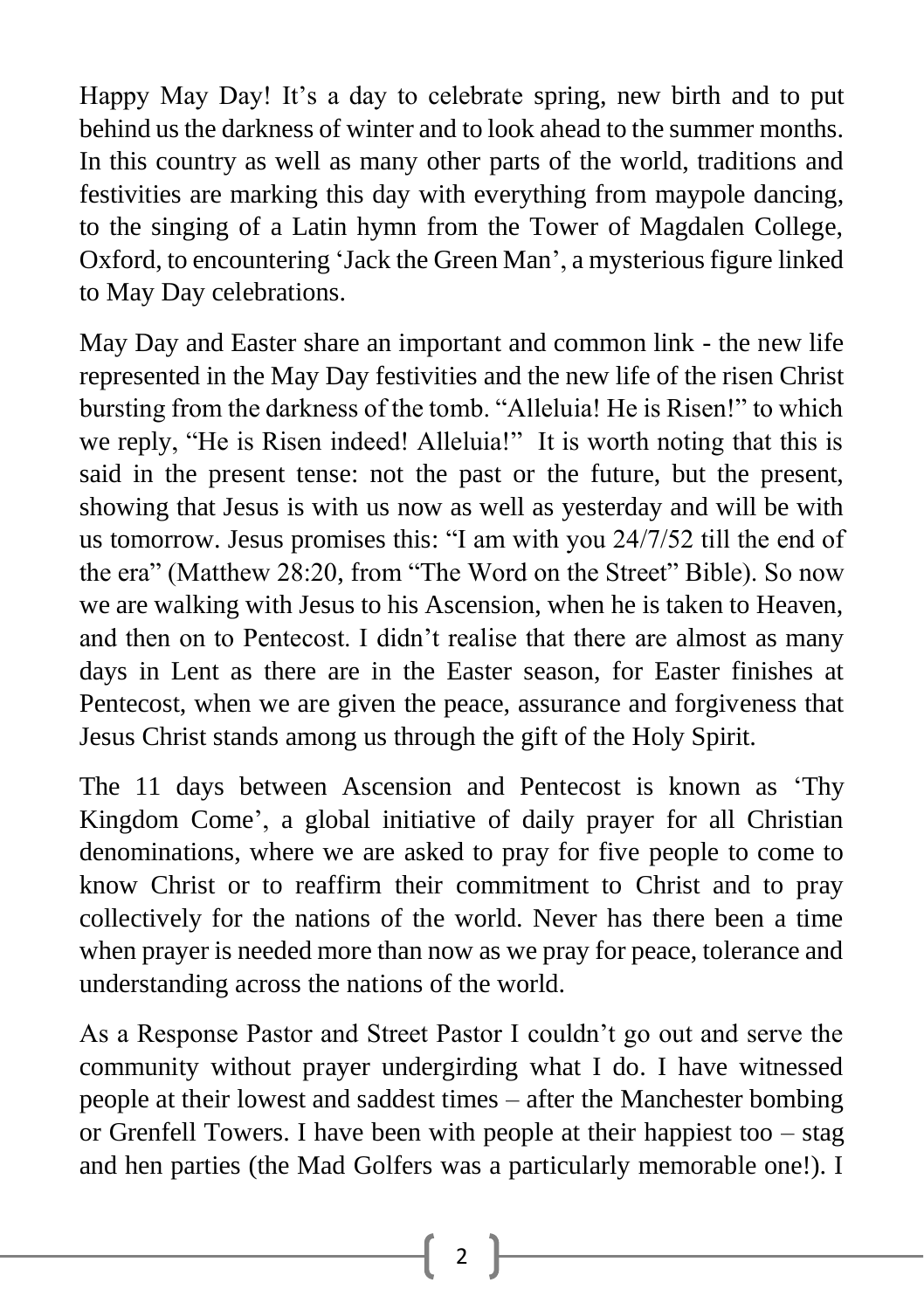Happy May Day! It's a day to celebrate spring, new birth and to put behind us the darkness of winter and to look ahead to the summer months. In this country as well as many other parts of the world, traditions and festivities are marking this day with everything from maypole dancing, to the singing of a Latin hymn from the Tower of Magdalen College, Oxford, to encountering 'Jack the Green Man', a mysterious figure linked to May Day celebrations.

May Day and Easter share an important and common link - the new life represented in the May Day festivities and the new life of the risen Christ bursting from the darkness of the tomb. "Alleluia! He is Risen!" to which we reply, "He is Risen indeed! Alleluia!" It is worth noting that this is said in the present tense: not the past or the future, but the present, showing that Jesus is with us now as well as yesterday and will be with us tomorrow. Jesus promises this: "I am with you 24/7/52 till the end of the era" (Matthew 28:20, from "The Word on the Street" Bible). So now we are walking with Jesus to his Ascension, when he is taken to Heaven, and then on to Pentecost. I didn't realise that there are almost as many days in Lent as there are in the Easter season, for Easter finishes at Pentecost, when we are given the peace, assurance and forgiveness that Jesus Christ stands among us through the gift of the Holy Spirit.

The 11 days between Ascension and Pentecost is known as 'Thy Kingdom Come', a global initiative of daily prayer for all Christian denominations, where we are asked to pray for five people to come to know Christ or to reaffirm their commitment to Christ and to pray collectively for the nations of the world. Never has there been a time when prayer is needed more than now as we pray for peace, tolerance and understanding across the nations of the world.

As a Response Pastor and Street Pastor I couldn't go out and serve the community without prayer undergirding what I do. I have witnessed people at their lowest and saddest times – after the Manchester bombing or Grenfell Towers. I have been with people at their happiest too – stag and hen parties (the Mad Golfers was a particularly memorable one!). I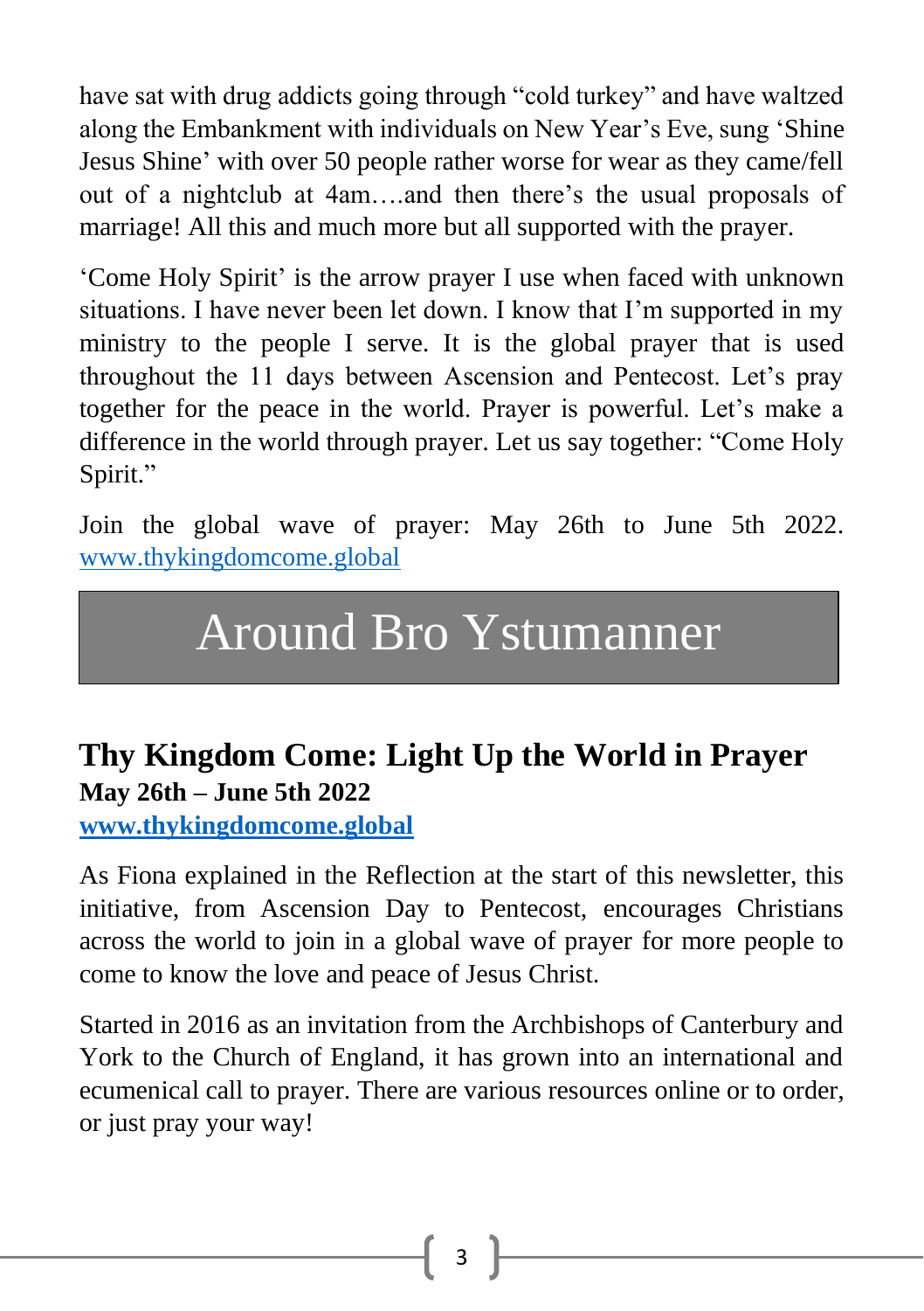have sat with drug addicts going through "cold turkey" and have waltzed along the Embankment with individuals on New Year's Eve, sung 'Shine Jesus Shine' with over 50 people rather worse for wear as they came/fell out of a nightclub at 4am….and then there's the usual proposals of marriage! All this and much more but all supported with the prayer.

'Come Holy Spirit' is the arrow prayer I use when faced with unknown situations. I have never been let down. I know that I'm supported in my ministry to the people I serve. It is the global prayer that is used throughout the 11 days between Ascension and Pentecost. Let's pray together for the peace in the world. Prayer is powerful. Let's make a difference in the world through prayer. Let us say together: "Come Holy Spirit."

Join the global wave of prayer: May 26th to June 5th 2022. www.thykingdomcome.global

# Around Bro Ystumanner

## Thy Kingdom Come: Light Up the World in Prayer

**May 26th – June 5th 2022**

**www.thykingdomcome.global**

As Fiona explained in the Reflection at the start of this newsletter, this initiative, from Ascension Day to Pentecost, encourages Christians across the world to join in a global wave of prayer for more people to come to know the love and peace of Jesus Christ.

Started in 2016 as an invitation from the Archbishops of Canterbury and York to the Church of England, it has grown into an international and ecumenical call to prayer. There are various resources online or to order, or just pray your way!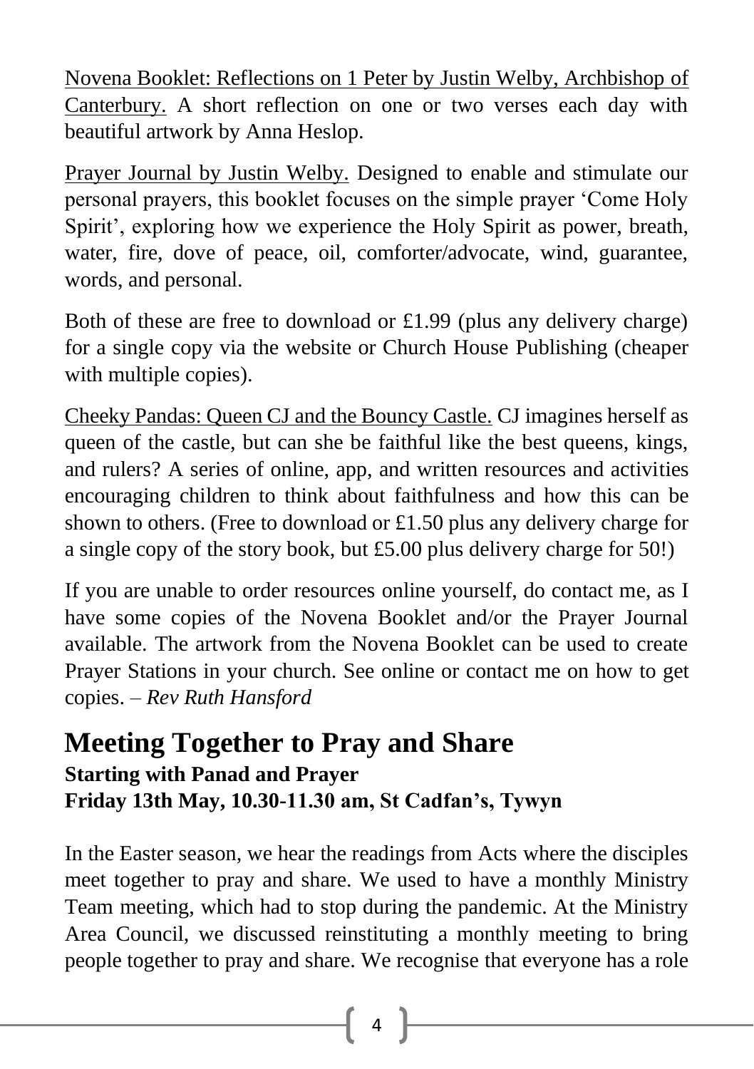Novena Booklet: Reflections on 1 Peter by Justin Welby, Archbishop of Canterbury. A short reflection on one or two verses each day with beautiful artwork by Anna Heslop.

Prayer Journal by Justin Welby. Designed to enable and stimulate our personal prayers, this booklet focuses on the simple prayer 'Come Holy Spirit', exploring how we experience the Holy Spirit as power, breath, water, fire, dove of peace, oil, comforter/advocate, wind, guarantee, words, and personal.

Both of these are free to download or £1.99 (plus any delivery charge) for a single copy via the website or Church House Publishing (cheaper with multiple copies).

Cheeky Pandas: Queen CJ and the Bouncy Castle. CJ imagines herself as queen of the castle, but can she be faithful like the best queens, kings, and rulers? A series of online, app, and written resources and activities encouraging children to think about faithfulness and how this can be shown to others. (Free to download or £1.50 plus any delivery charge for a single copy of the story book, but £5.00 plus delivery charge for 50!)

If you are unable to order resources online yourself, do contact me, as I have some copies of the Novena Booklet and/or the Prayer Journal available. The artwork from the Novena Booklet can be used to create Prayer Stations in your church. See online or contact me on how to get copies. – *Rev Ruth Hansford*

# Meeting Together to Pray and Share

**Starting with Panad and Prayer**
**Friday 13th May, 10.30-11.30 am, St Cadfan's, Tywyn**

In the Easter season, we hear the readings from Acts where the disciples meet together to pray and share. We used to have a monthly Ministry Team meeting, which had to stop during the pandemic. At the Ministry Area Council, we discussed reinstituting a monthly meeting to bring people together to pray and share. We recognise that everyone has a role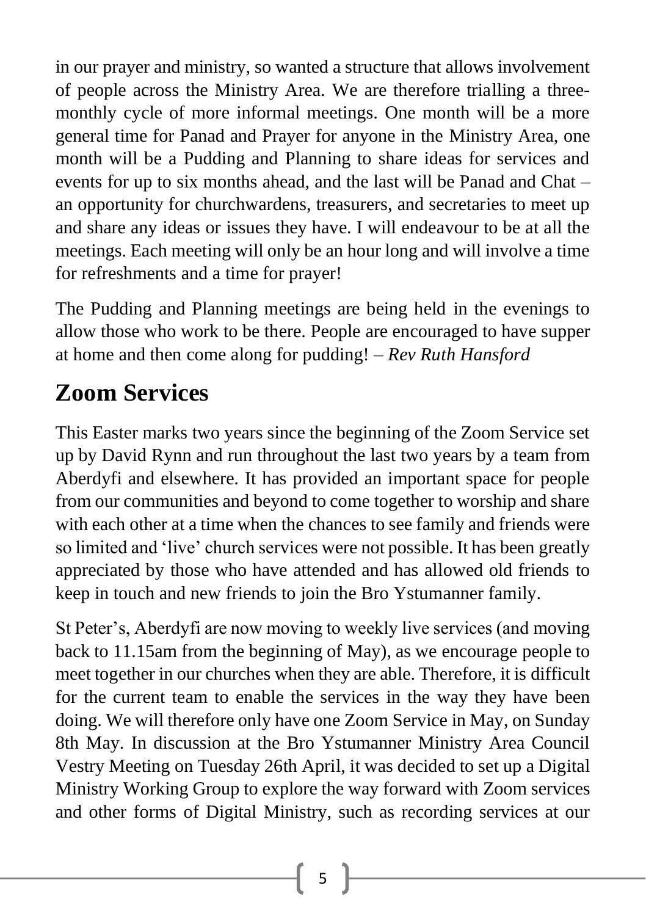in our prayer and ministry, so wanted a structure that allows involvement of people across the Ministry Area. We are therefore trialling a three-monthly cycle of more informal meetings. One month will be a more general time for Panad and Prayer for anyone in the Ministry Area, one month will be a Pudding and Planning to share ideas for services and events for up to six months ahead, and the last will be Panad and Chat – an opportunity for churchwardens, treasurers, and secretaries to meet up and share any ideas or issues they have. I will endeavour to be at all the meetings. Each meeting will only be an hour long and will involve a time for refreshments and a time for prayer!

The Pudding and Planning meetings are being held in the evenings to allow those who work to be there. People are encouraged to have supper at home and then come along for pudding! – *Rev Ruth Hansford*

## Zoom Services

This Easter marks two years since the beginning of the Zoom Service set up by David Rynn and run throughout the last two years by a team from Aberdyfi and elsewhere. It has provided an important space for people from our communities and beyond to come together to worship and share with each other at a time when the chances to see family and friends were so limited and 'live' church services were not possible. It has been greatly appreciated by those who have attended and has allowed old friends to keep in touch and new friends to join the Bro Ystumanner family.

St Peter's, Aberdyfi are now moving to weekly live services (and moving back to 11.15am from the beginning of May), as we encourage people to meet together in our churches when they are able. Therefore, it is difficult for the current team to enable the services in the way they have been doing. We will therefore only have one Zoom Service in May, on Sunday 8th May. In discussion at the Bro Ystumanner Ministry Area Council Vestry Meeting on Tuesday 26th April, it was decided to set up a Digital Ministry Working Group to explore the way forward with Zoom services and other forms of Digital Ministry, such as recording services at our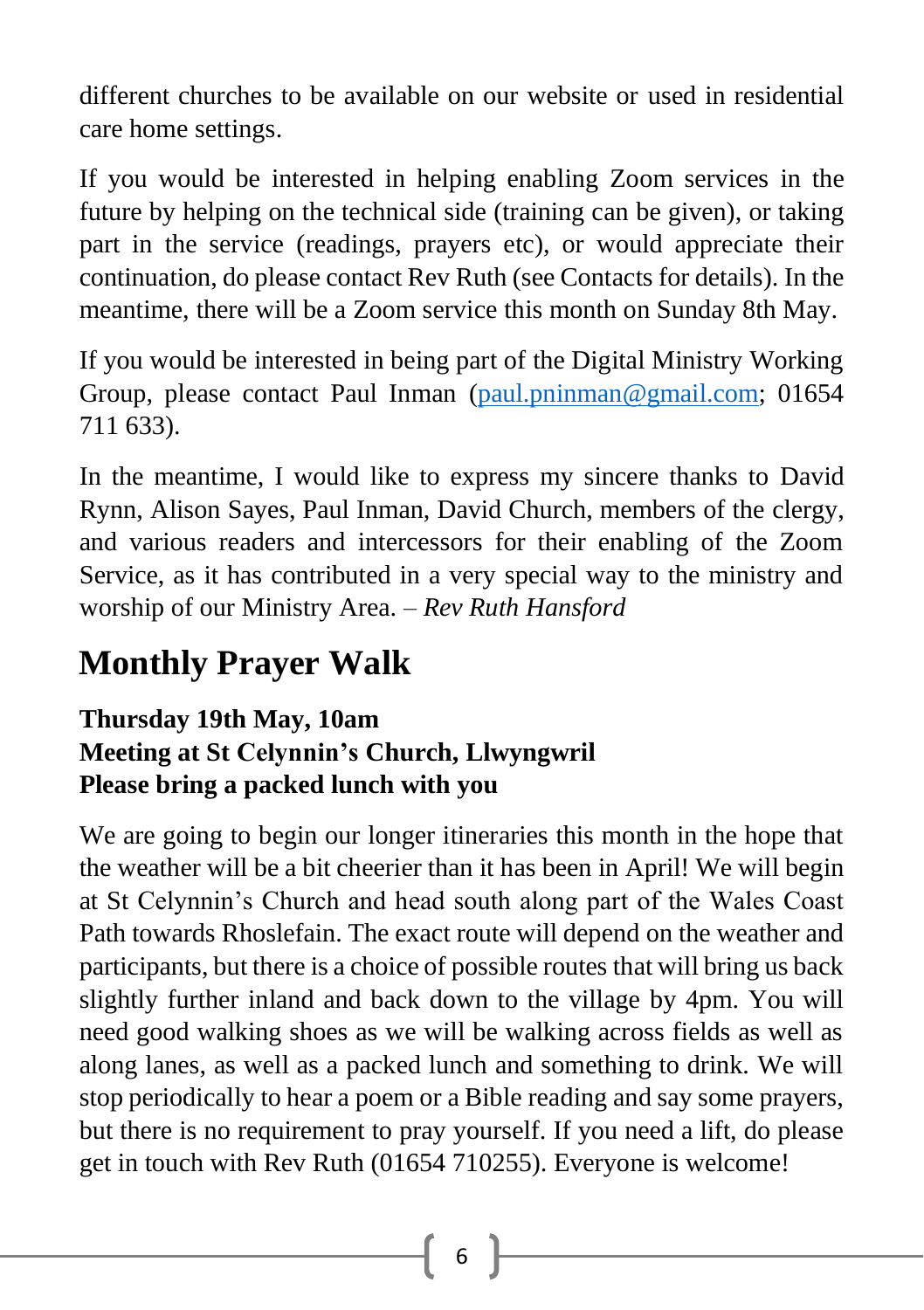different churches to be available on our website or used in residential care home settings.

If you would be interested in helping enabling Zoom services in the future by helping on the technical side (training can be given), or taking part in the service (readings, prayers etc), or would appreciate their continuation, do please contact Rev Ruth (see Contacts for details). In the meantime, there will be a Zoom service this month on Sunday 8th May.

If you would be interested in being part of the Digital Ministry Working Group, please contact Paul Inman (paul.pninman@gmail.com; 01654 711 633).

In the meantime, I would like to express my sincere thanks to David Rynn, Alison Sayes, Paul Inman, David Church, members of the clergy, and various readers and intercessors for their enabling of the Zoom Service, as it has contributed in a very special way to the ministry and worship of our Ministry Area. – *Rev Ruth Hansford*

## Monthly Prayer Walk

**Thursday 19th May, 10am**
**Meeting at St Celynnin's Church, Llwyngwril**
**Please bring a packed lunch with you**

We are going to begin our longer itineraries this month in the hope that the weather will be a bit cheerier than it has been in April! We will begin at St Celynnin's Church and head south along part of the Wales Coast Path towards Rhoslefain. The exact route will depend on the weather and participants, but there is a choice of possible routes that will bring us back slightly further inland and back down to the village by 4pm. You will need good walking shoes as we will be walking across fields as well as along lanes, as well as a packed lunch and something to drink. We will stop periodically to hear a poem or a Bible reading and say some prayers, but there is no requirement to pray yourself. If you need a lift, do please get in touch with Rev Ruth (01654 710255). Everyone is welcome!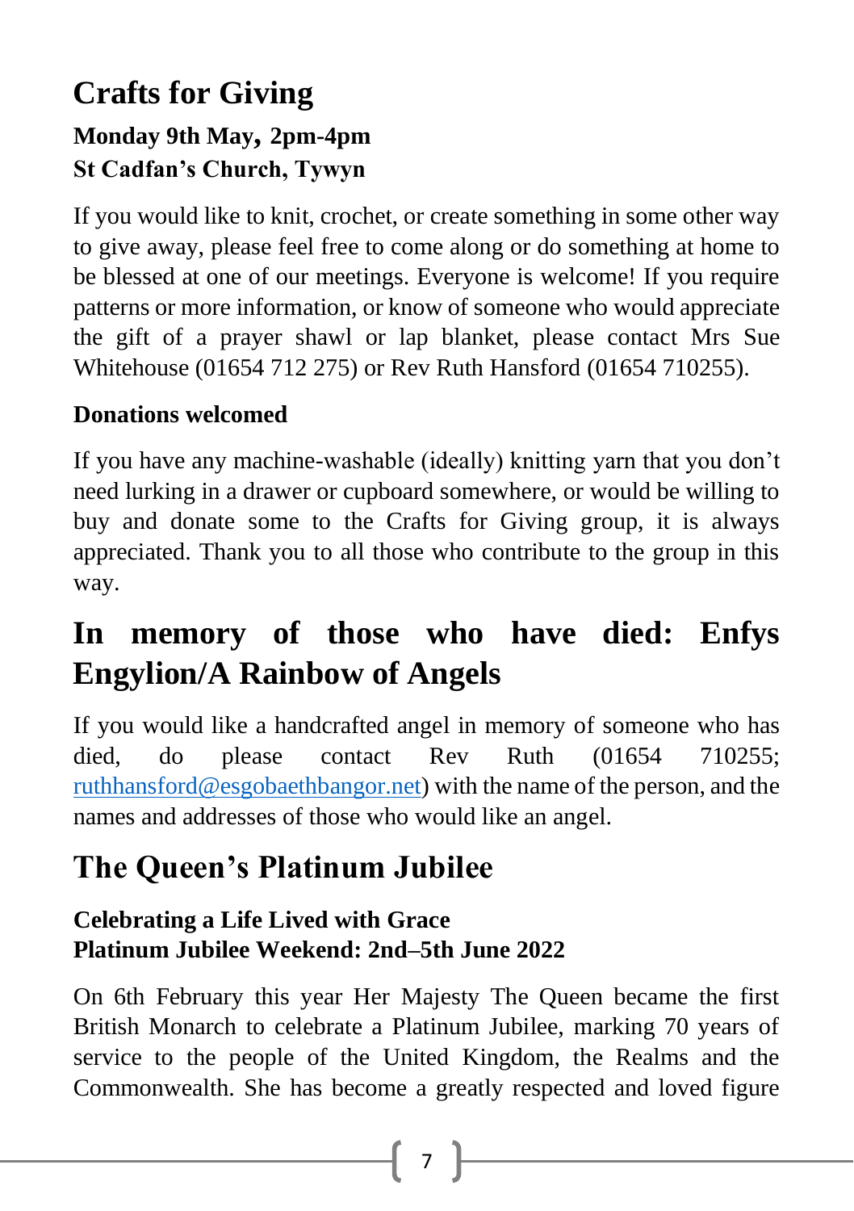## Crafts for Giving

### Monday 9th May, 2pm-4pm
### St Cadfan's Church, Tywyn

If you would like to knit, crochet, or create something in some other way to give away, please feel free to come along or do something at home to be blessed at one of our meetings. Everyone is welcome! If you require patterns or more information, or know of someone who would appreciate the gift of a prayer shawl or lap blanket, please contact Mrs Sue Whitehouse (01654 712 275) or Rev Ruth Hansford (01654 710255).

**Donations welcomed**

If you have any machine-washable (ideally) knitting yarn that you don't need lurking in a drawer or cupboard somewhere, or would be willing to buy and donate some to the Crafts for Giving group, it is always appreciated. Thank you to all those who contribute to the group in this way.

## In memory of those who have died: Enfys Engylion/A Rainbow of Angels

If you would like a handcrafted angel in memory of someone who has died, do please contact Rev Ruth (01654 710255; ruthhansford@esgobaethbangor.net) with the name of the person, and the names and addresses of those who would like an angel.

## The Queen's Platinum Jubilee

### Celebrating a Life Lived with Grace
### Platinum Jubilee Weekend: 2nd–5th June 2022

On 6th February this year Her Majesty The Queen became the first British Monarch to celebrate a Platinum Jubilee, marking 70 years of service to the people of the United Kingdom, the Realms and the Commonwealth. She has become a greatly respected and loved figure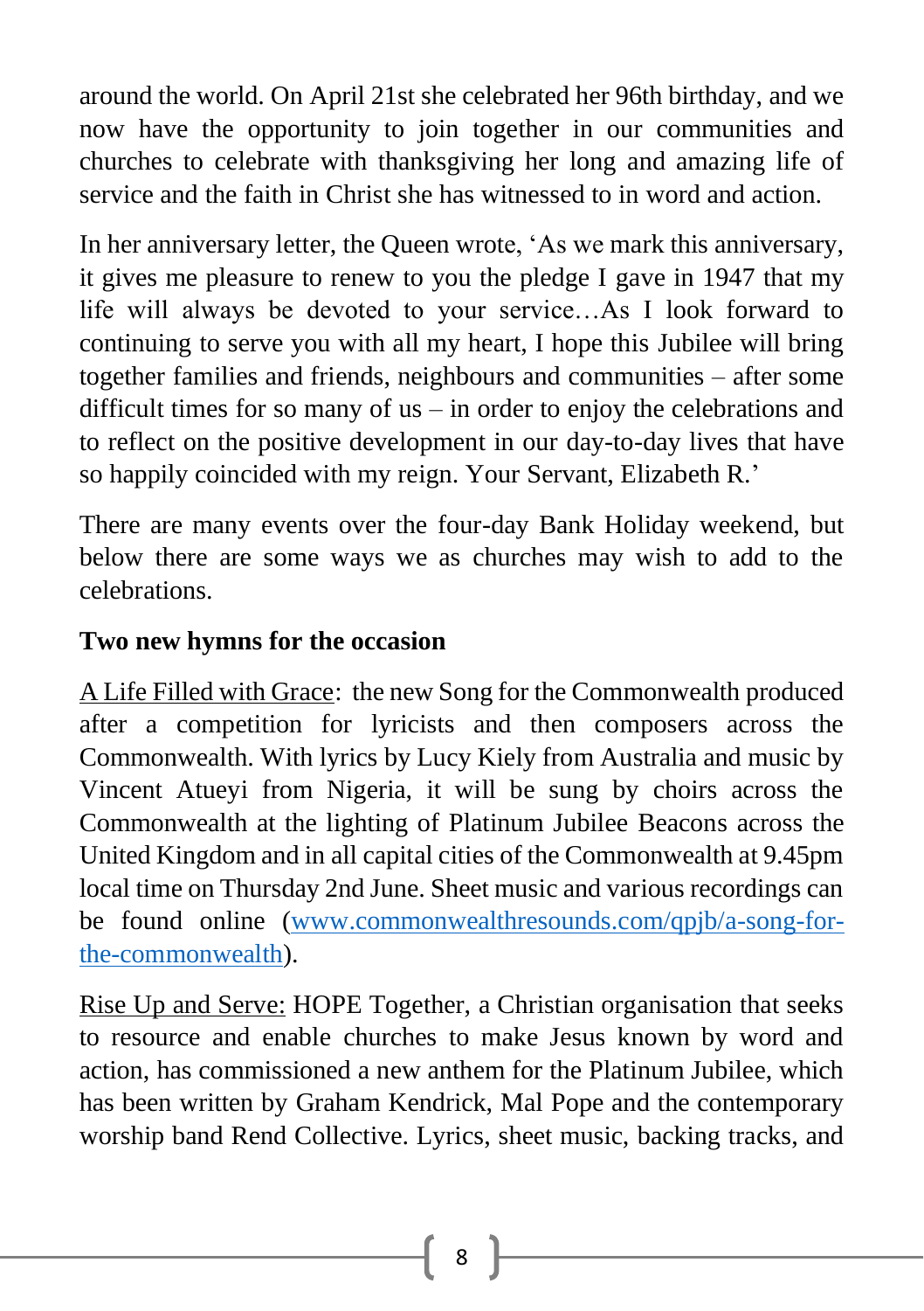around the world. On April 21st she celebrated her 96th birthday, and we now have the opportunity to join together in our communities and churches to celebrate with thanksgiving her long and amazing life of service and the faith in Christ she has witnessed to in word and action.

In her anniversary letter, the Queen wrote, 'As we mark this anniversary, it gives me pleasure to renew to you the pledge I gave in 1947 that my life will always be devoted to your service…As I look forward to continuing to serve you with all my heart, I hope this Jubilee will bring together families and friends, neighbours and communities – after some difficult times for so many of us – in order to enjoy the celebrations and to reflect on the positive development in our day-to-day lives that have so happily coincided with my reign. Your Servant, Elizabeth R.'

There are many events over the four-day Bank Holiday weekend, but below there are some ways we as churches may wish to add to the celebrations.

**Two new hymns for the occasion**

A Life Filled with Grace: the new Song for the Commonwealth produced after a competition for lyricists and then composers across the Commonwealth. With lyrics by Lucy Kiely from Australia and music by Vincent Atueyi from Nigeria, it will be sung by choirs across the Commonwealth at the lighting of Platinum Jubilee Beacons across the United Kingdom and in all capital cities of the Commonwealth at 9.45pm local time on Thursday 2nd June. Sheet music and various recordings can be found online (www.commonwealthresounds.com/qpjb/a-song-for-the-commonwealth).

Rise Up and Serve: HOPE Together, a Christian organisation that seeks to resource and enable churches to make Jesus known by word and action, has commissioned a new anthem for the Platinum Jubilee, which has been written by Graham Kendrick, Mal Pope and the contemporary worship band Rend Collective. Lyrics, sheet music, backing tracks, and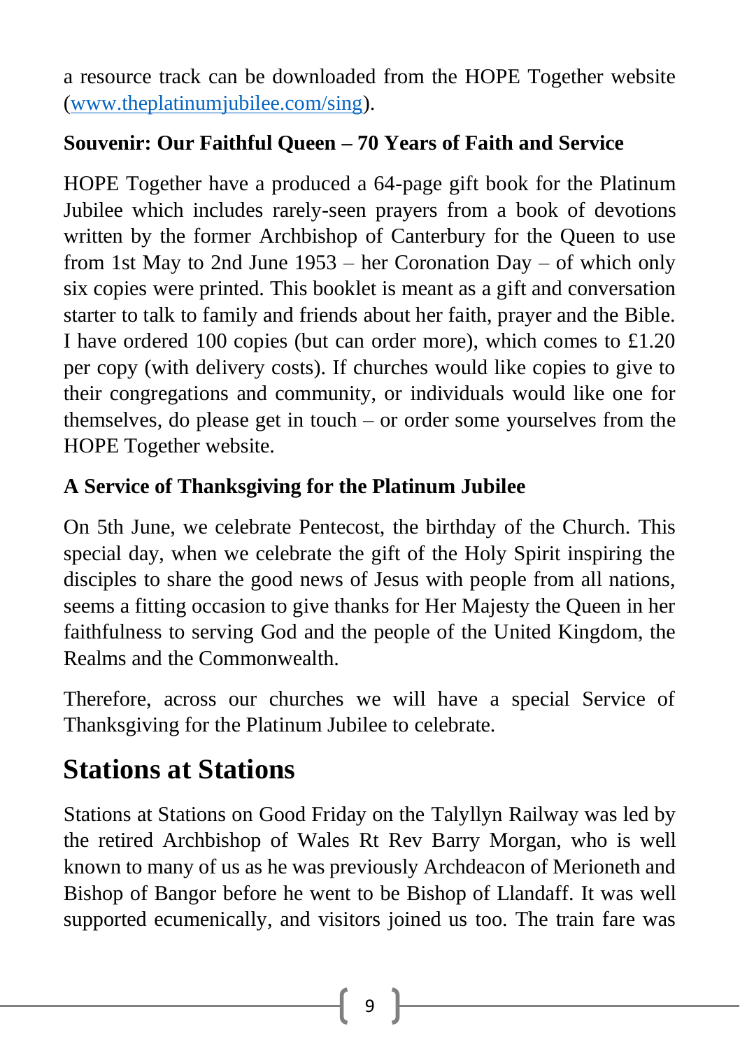a resource track can be downloaded from the HOPE Together website (www.theplatinumjubilee.com/sing).

**Souvenir: Our Faithful Queen – 70 Years of Faith and Service**

HOPE Together have a produced a 64-page gift book for the Platinum Jubilee which includes rarely-seen prayers from a book of devotions written by the former Archbishop of Canterbury for the Queen to use from 1st May to 2nd June 1953 – her Coronation Day – of which only six copies were printed. This booklet is meant as a gift and conversation starter to talk to family and friends about her faith, prayer and the Bible. I have ordered 100 copies (but can order more), which comes to £1.20 per copy (with delivery costs). If churches would like copies to give to their congregations and community, or individuals would like one for themselves, do please get in touch – or order some yourselves from the HOPE Together website.

**A Service of Thanksgiving for the Platinum Jubilee**

On 5th June, we celebrate Pentecost, the birthday of the Church. This special day, when we celebrate the gift of the Holy Spirit inspiring the disciples to share the good news of Jesus with people from all nations, seems a fitting occasion to give thanks for Her Majesty the Queen in her faithfulness to serving God and the people of the United Kingdom, the Realms and the Commonwealth.

Therefore, across our churches we will have a special Service of Thanksgiving for the Platinum Jubilee to celebrate.

## Stations at Stations

Stations at Stations on Good Friday on the Talyllyn Railway was led by the retired Archbishop of Wales Rt Rev Barry Morgan, who is well known to many of us as he was previously Archdeacon of Merioneth and Bishop of Bangor before he went to be Bishop of Llandaff. It was well supported ecumenically, and visitors joined us too. The train fare was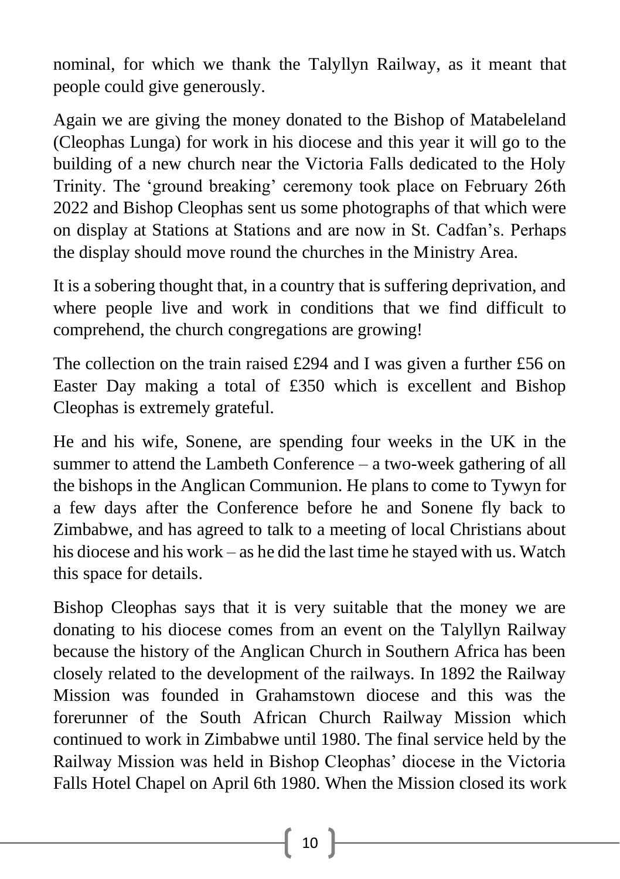nominal, for which we thank the Talyllyn Railway, as it meant that people could give generously.

Again we are giving the money donated to the Bishop of Matabeleland (Cleophas Lunga) for work in his diocese and this year it will go to the building of a new church near the Victoria Falls dedicated to the Holy Trinity. The 'ground breaking' ceremony took place on February 26th 2022 and Bishop Cleophas sent us some photographs of that which were on display at Stations at Stations and are now in St. Cadfan's. Perhaps the display should move round the churches in the Ministry Area.

It is a sobering thought that, in a country that is suffering deprivation, and where people live and work in conditions that we find difficult to comprehend, the church congregations are growing!

The collection on the train raised £294 and I was given a further £56 on Easter Day making a total of £350 which is excellent and Bishop Cleophas is extremely grateful.

He and his wife, Sonene, are spending four weeks in the UK in the summer to attend the Lambeth Conference – a two-week gathering of all the bishops in the Anglican Communion. He plans to come to Tywyn for a few days after the Conference before he and Sonene fly back to Zimbabwe, and has agreed to talk to a meeting of local Christians about his diocese and his work – as he did the last time he stayed with us. Watch this space for details.

Bishop Cleophas says that it is very suitable that the money we are donating to his diocese comes from an event on the Talyllyn Railway because the history of the Anglican Church in Southern Africa has been closely related to the development of the railways. In 1892 the Railway Mission was founded in Grahamstown diocese and this was the forerunner of the South African Church Railway Mission which continued to work in Zimbabwe until 1980. The final service held by the Railway Mission was held in Bishop Cleophas' diocese in the Victoria Falls Hotel Chapel on April 6th 1980. When the Mission closed its work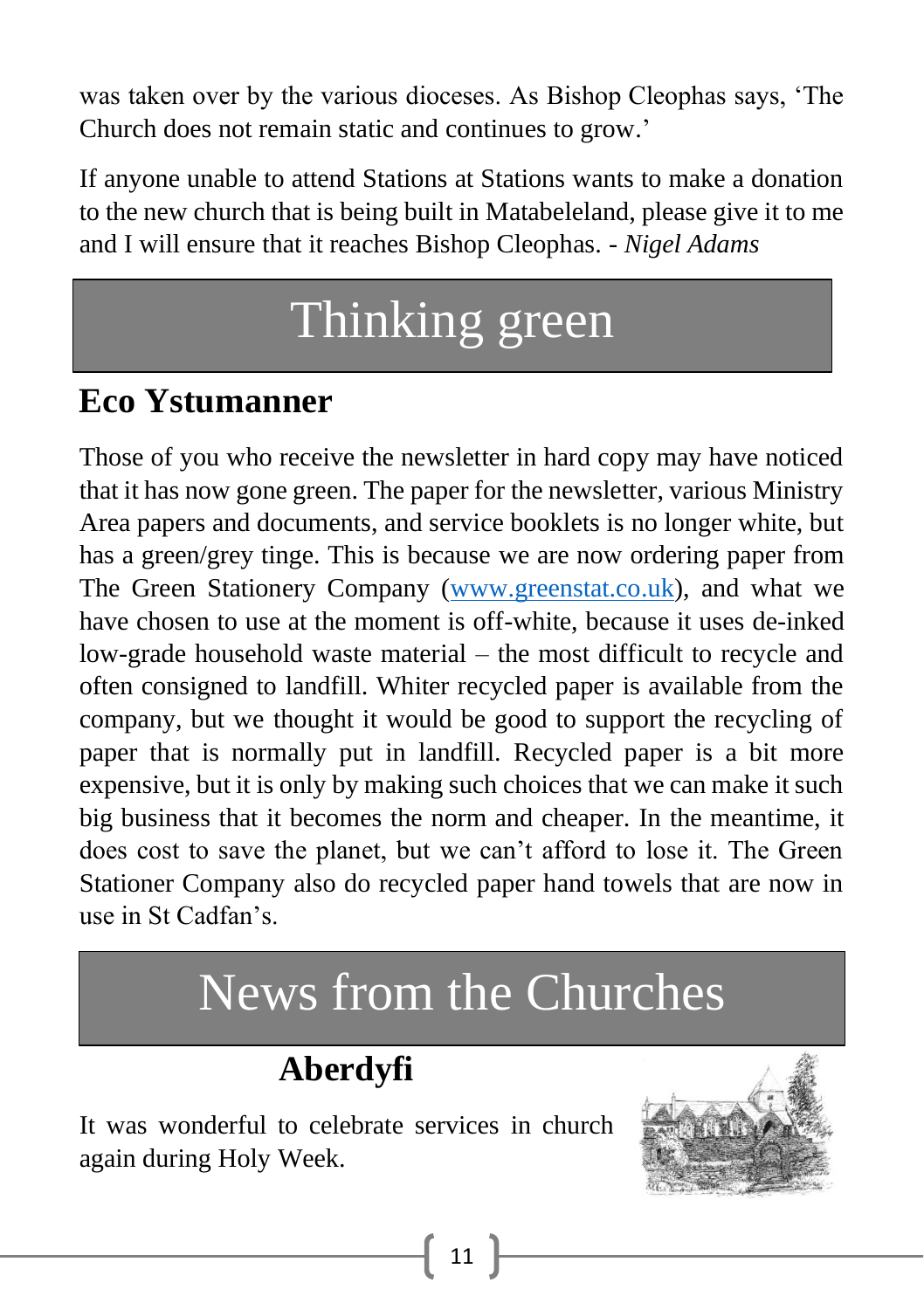was taken over by the various dioceses. As Bishop Cleophas says, 'The Church does not remain static and continues to grow.'

If anyone unable to attend Stations at Stations wants to make a donation to the new church that is being built in Matabeleland, please give it to me and I will ensure that it reaches Bishop Cleophas. - *Nigel Adams*

# Thinking green

## Eco Ystumanner

Those of you who receive the newsletter in hard copy may have noticed that it has now gone green. The paper for the newsletter, various Ministry Area papers and documents, and service booklets is no longer white, but has a green/grey tinge. This is because we are now ordering paper from The Green Stationery Company ([www.greenstat.co.uk](http://www.greenstat.co.uk)), and what we have chosen to use at the moment is off-white, because it uses de-inked low-grade household waste material – the most difficult to recycle and often consigned to landfill. Whiter recycled paper is available from the company, but we thought it would be good to support the recycling of paper that is normally put in landfill. Recycled paper is a bit more expensive, but it is only by making such choices that we can make it such big business that it becomes the norm and cheaper. In the meantime, it does cost to save the planet, but we can't afford to lose it. The Green Stationer Company also do recycled paper hand towels that are now in use in St Cadfan's.

# News from the Churches

## Aberdyfi

It was wonderful to celebrate services in church again during Holy Week.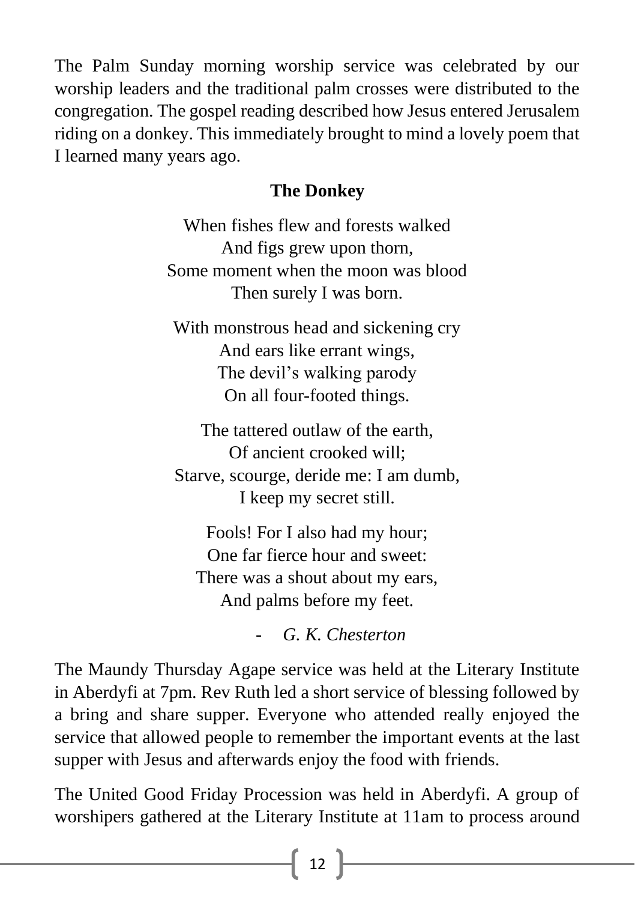The Palm Sunday morning worship service was celebrated by our worship leaders and the traditional palm crosses were distributed to the congregation. The gospel reading described how Jesus entered Jerusalem riding on a donkey. This immediately brought to mind a lovely poem that I learned many years ago.

**The Donkey**

When fishes flew and forests walked  
And figs grew upon thorn,  
Some moment when the moon was blood  
Then surely I was born.

With monstrous head and sickening cry  
And ears like errant wings,  
The devil's walking parody  
On all four-footed things.

The tattered outlaw of the earth,  
Of ancient crooked will;  
Starve, scourge, deride me: I am dumb,  
I keep my secret still.

Fools! For I also had my hour;  
One far fierce hour and sweet:  
There was a shout about my ears,  
And palms before my feet.

- *G. K. Chesterton*

The Maundy Thursday Agape service was held at the Literary Institute in Aberdyfi at 7pm. Rev Ruth led a short service of blessing followed by a bring and share supper. Everyone who attended really enjoyed the service that allowed people to remember the important events at the last supper with Jesus and afterwards enjoy the food with friends.

The United Good Friday Procession was held in Aberdyfi. A group of worshipers gathered at the Literary Institute at 11am to process around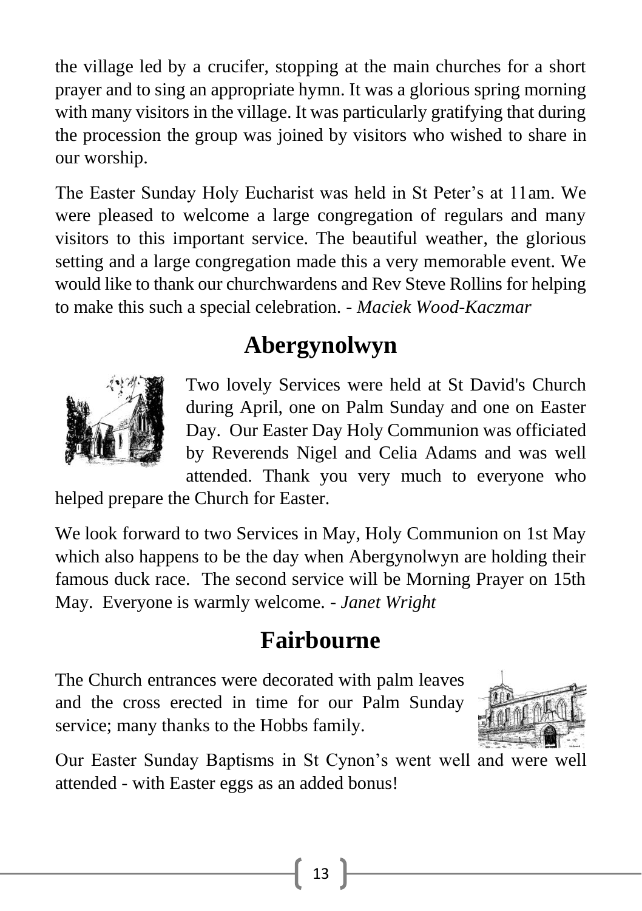the village led by a crucifer, stopping at the main churches for a short prayer and to sing an appropriate hymn. It was a glorious spring morning with many visitors in the village. It was particularly gratifying that during the procession the group was joined by visitors who wished to share in our worship.

The Easter Sunday Holy Eucharist was held in St Peter's at 11am. We were pleased to welcome a large congregation of regulars and many visitors to this important service. The beautiful weather, the glorious setting and a large congregation made this a very memorable event. We would like to thank our churchwardens and Rev Steve Rollins for helping to make this such a special celebration. - *Maciek Wood-Kaczmar*

## Abergynolwyn

Two lovely Services were held at St David's Church during April, one on Palm Sunday and one on Easter Day. Our Easter Day Holy Communion was officiated by Reverends Nigel and Celia Adams and was well attended. Thank you very much to everyone who helped prepare the Church for Easter.

We look forward to two Services in May, Holy Communion on 1st May which also happens to be the day when Abergynolwyn are holding their famous duck race. The second service will be Morning Prayer on 15th May. Everyone is warmly welcome. - *Janet Wright*

## Fairbourne

The Church entrances were decorated with palm leaves and the cross erected in time for our Palm Sunday service; many thanks to the Hobbs family.

Our Easter Sunday Baptisms in St Cynon's went well and were well attended - with Easter eggs as an added bonus!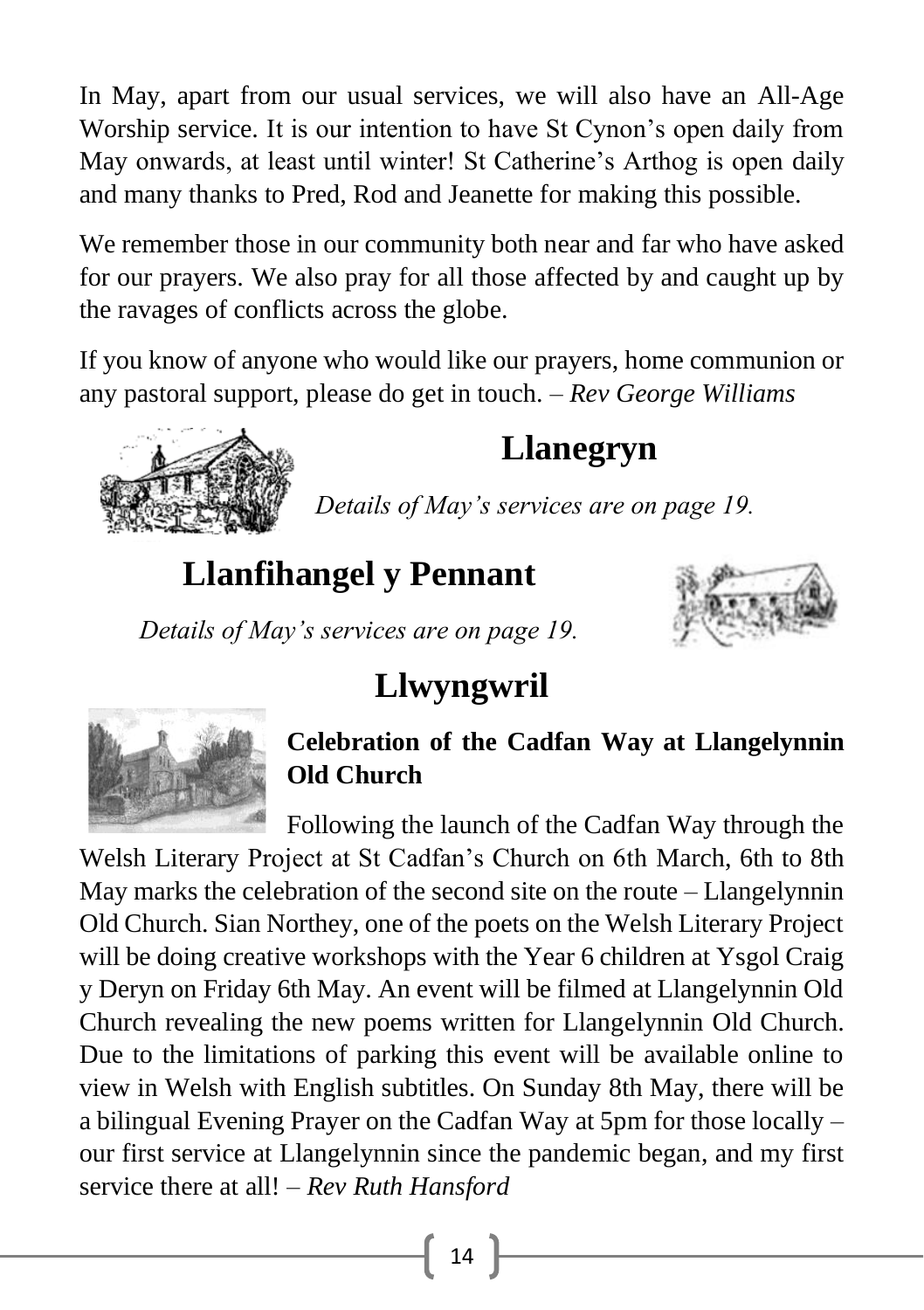In May, apart from our usual services, we will also have an All-Age Worship service. It is our intention to have St Cynon's open daily from May onwards, at least until winter! St Catherine's Arthog is open daily and many thanks to Pred, Rod and Jeanette for making this possible.

We remember those in our community both near and far who have asked for our prayers. We also pray for all those affected by and caught up by the ravages of conflicts across the globe.

If you know of anyone who would like our prayers, home communion or any pastoral support, please do get in touch. – *Rev George Williams*

## Llanegryn

*Details of May's services are on page 19.*

## Llanfihangel y Pennant

*Details of May's services are on page 19.*

## Llwyngwril

**Celebration of the Cadfan Way at Llangelynnin Old Church**

Following the launch of the Cadfan Way through the Welsh Literary Project at St Cadfan's Church on 6th March, 6th to 8th May marks the celebration of the second site on the route – Llangelynnin Old Church. Sian Northey, one of the poets on the Welsh Literary Project will be doing creative workshops with the Year 6 children at Ysgol Craig y Deryn on Friday 6th May. An event will be filmed at Llangelynnin Old Church revealing the new poems written for Llangelynnin Old Church. Due to the limitations of parking this event will be available online to view in Welsh with English subtitles. On Sunday 8th May, there will be a bilingual Evening Prayer on the Cadfan Way at 5pm for those locally – our first service at Llangelynnin since the pandemic began, and my first service there at all! – *Rev Ruth Hansford*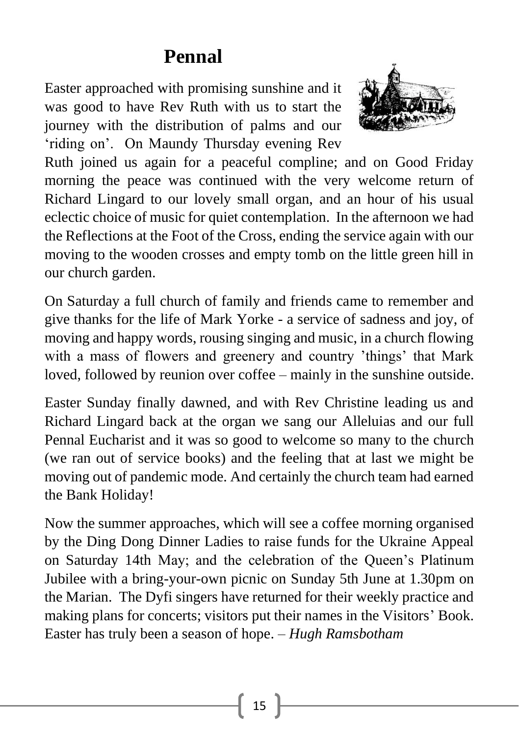# Pennal

Easter approached with promising sunshine and it was good to have Rev Ruth with us to start the journey with the distribution of palms and our 'riding on'. On Maundy Thursday evening Rev Ruth joined us again for a peaceful compline; and on Good Friday morning the peace was continued with the very welcome return of Richard Lingard to our lovely small organ, and an hour of his usual eclectic choice of music for quiet contemplation. In the afternoon we had the Reflections at the Foot of the Cross, ending the service again with our moving to the wooden crosses and empty tomb on the little green hill in our church garden.

On Saturday a full church of family and friends came to remember and give thanks for the life of Mark Yorke - a service of sadness and joy, of moving and happy words, rousing singing and music, in a church flowing with a mass of flowers and greenery and country 'things' that Mark loved, followed by reunion over coffee – mainly in the sunshine outside.

Easter Sunday finally dawned, and with Rev Christine leading us and Richard Lingard back at the organ we sang our Alleluias and our full Pennal Eucharist and it was so good to welcome so many to the church (we ran out of service books) and the feeling that at last we might be moving out of pandemic mode. And certainly the church team had earned the Bank Holiday!

Now the summer approaches, which will see a coffee morning organised by the Ding Dong Dinner Ladies to raise funds for the Ukraine Appeal on Saturday 14th May; and the celebration of the Queen's Platinum Jubilee with a bring-your-own picnic on Sunday 5th June at 1.30pm on the Marian. The Dyfi singers have returned for their weekly practice and making plans for concerts; visitors put their names in the Visitors' Book. Easter has truly been a season of hope. – *Hugh Ramsbotham*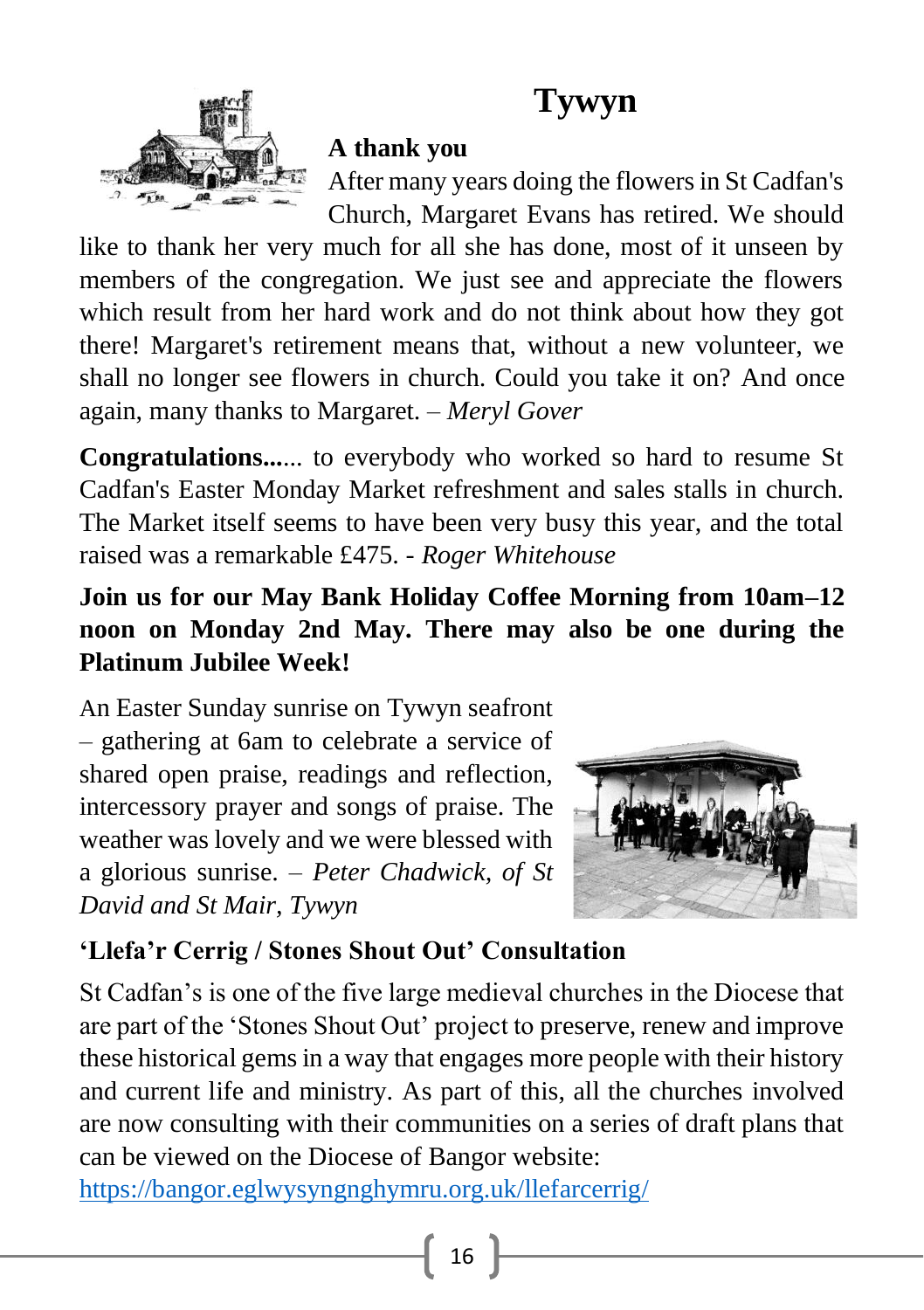# Tywyn

### A thank you

After many years doing the flowers in St Cadfan's Church, Margaret Evans has retired. We should like to thank her very much for all she has done, most of it unseen by members of the congregation. We just see and appreciate the flowers which result from her hard work and do not think about how they got there! Margaret's retirement means that, without a new volunteer, we shall no longer see flowers in church. Could you take it on? And once again, many thanks to Margaret. – *Meryl Gover*

**Congratulations...**... to everybody who worked so hard to resume St Cadfan's Easter Monday Market refreshment and sales stalls in church. The Market itself seems to have been very busy this year, and the total raised was a remarkable £475. - *Roger Whitehouse*

**Join us for our May Bank Holiday Coffee Morning from 10am–12 noon on Monday 2nd May. There may also be one during the Platinum Jubilee Week!**

An Easter Sunday sunrise on Tywyn seafront – gathering at 6am to celebrate a service of shared open praise, readings and reflection, intercessory prayer and songs of praise. The weather was lovely and we were blessed with a glorious sunrise. – *Peter Chadwick, of St David and St Mair, Tywyn*

### 'Llefa'r Cerrig / Stones Shout Out' Consultation

St Cadfan's is one of the five large medieval churches in the Diocese that are part of the 'Stones Shout Out' project to preserve, renew and improve these historical gems in a way that engages more people with their history and current life and ministry. As part of this, all the churches involved are now consulting with their communities on a series of draft plans that can be viewed on the Diocese of Bangor website:
https://bangor.eglwysyngnghymru.org.uk/llefarcerrig/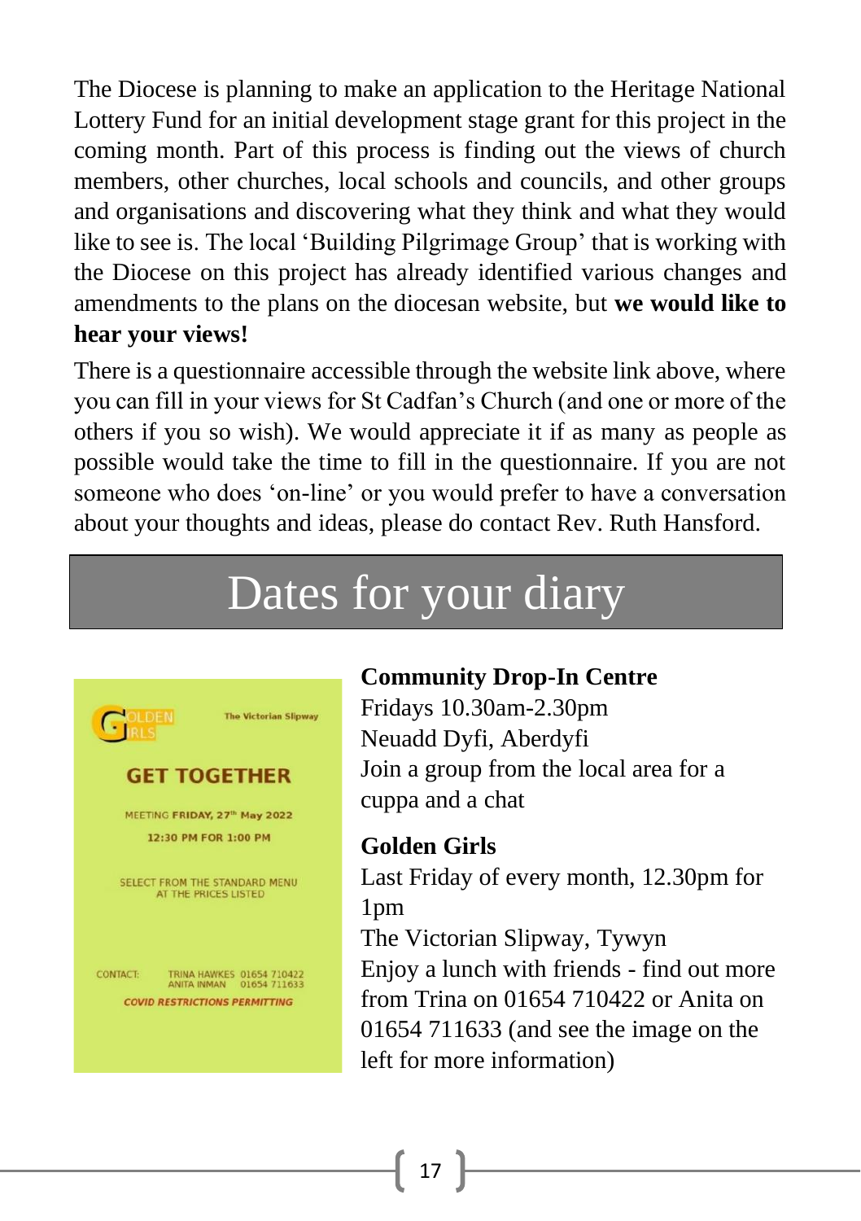The Diocese is planning to make an application to the Heritage National Lottery Fund for an initial development stage grant for this project in the coming month. Part of this process is finding out the views of church members, other churches, local schools and councils, and other groups and organisations and discovering what they think and what they would like to see is. The local 'Building Pilgrimage Group' that is working with the Diocese on this project has already identified various changes and amendments to the plans on the diocesan website, but **we would like to hear your views!**

There is a questionnaire accessible through the website link above, where you can fill in your views for St Cadfan's Church (and one or more of the others if you so wish). We would appreciate it if as many as people as possible would take the time to fill in the questionnaire. If you are not someone who does 'on-line' or you would prefer to have a conversation about your thoughts and ideas, please do contact Rev. Ruth Hansford.

# Dates for your diary

GOLDEN GIRLS — The Victorian Slipway

**GET TOGETHER**

MEETING **FRIDAY, 27th May 2022**

**12:30 PM FOR 1:00 PM**

SELECT FROM THE STANDARD MENU AT THE PRICES LISTED

CONTACT: TRINA HAWKES 01654 710422
ANITA INMAN 01654 711633

***COVID RESTRICTIONS PERMITTING***

**Community Drop-In Centre**
Fridays 10.30am-2.30pm
Neuadd Dyfi, Aberdyfi
Join a group from the local area for a cuppa and a chat

**Golden Girls**
Last Friday of every month, 12.30pm for 1pm
The Victorian Slipway, Tywyn
Enjoy a lunch with friends - find out more from Trina on 01654 710422 or Anita on 01654 711633 (and see the image on the left for more information)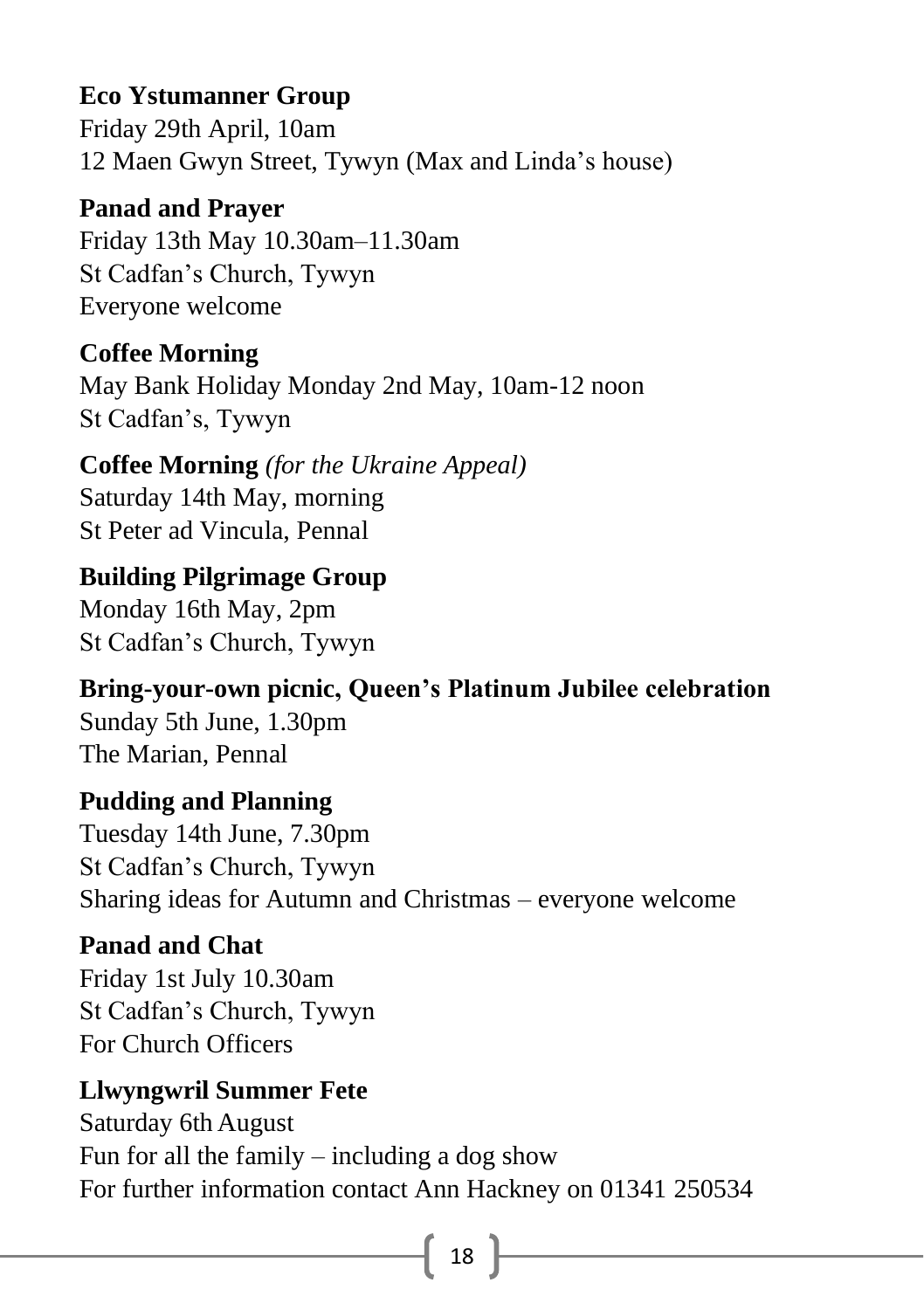**Eco Ystumanner Group**
Friday 29th April, 10am
12 Maen Gwyn Street, Tywyn (Max and Linda's house)

**Panad and Prayer**
Friday 13th May 10.30am–11.30am
St Cadfan's Church, Tywyn
Everyone welcome

**Coffee Morning**
May Bank Holiday Monday 2nd May, 10am-12 noon
St Cadfan's, Tywyn

**Coffee Morning** *(for the Ukraine Appeal)*
Saturday 14th May, morning
St Peter ad Vincula, Pennal

**Building Pilgrimage Group**
Monday 16th May, 2pm
St Cadfan's Church, Tywyn

**Bring-your-own picnic, Queen's Platinum Jubilee celebration**
Sunday 5th June, 1.30pm
The Marian, Pennal

**Pudding and Planning**
Tuesday 14th June, 7.30pm
St Cadfan's Church, Tywyn
Sharing ideas for Autumn and Christmas – everyone welcome

**Panad and Chat**
Friday 1st July 10.30am
St Cadfan's Church, Tywyn
For Church Officers

**Llwyngwril Summer Fete**
Saturday 6th August
Fun for all the family – including a dog show
For further information contact Ann Hackney on 01341 250534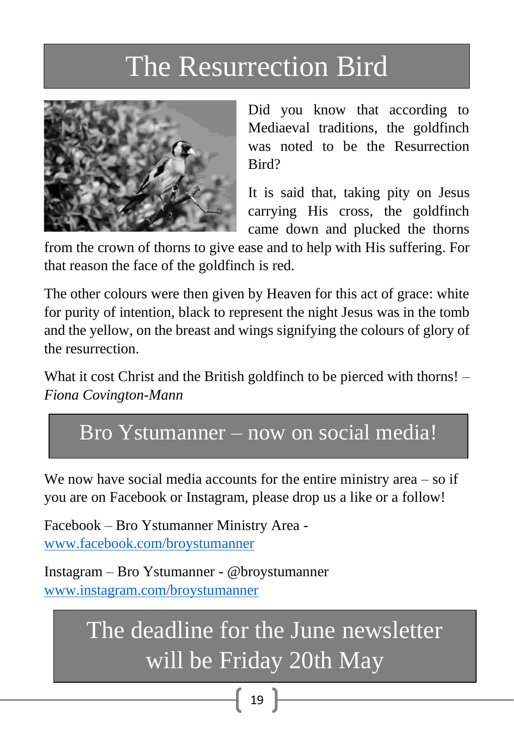# The Resurrection Bird

Did you know that according to Mediaeval traditions, the goldfinch was noted to be the Resurrection Bird?

It is said that, taking pity on Jesus carrying His cross, the goldfinch came down and plucked the thorns from the crown of thorns to give ease and to help with His suffering. For that reason the face of the goldfinch is red.

The other colours were then given by Heaven for this act of grace: white for purity of intention, black to represent the night Jesus was in the tomb and the yellow, on the breast and wings signifying the colours of glory of the resurrection.

What it cost Christ and the British goldfinch to be pierced with thorns! – *Fiona Covington-Mann*

# Bro Ystumanner – now on social media!

We now have social media accounts for the entire ministry area – so if you are on Facebook or Instagram, please drop us a like or a follow!

Facebook – Bro Ystumanner Ministry Area -
www.facebook.com/broystumanner

Instagram – Bro Ystumanner - @broystumanner
www.instagram.com/broystumanner

# The deadline for the June newsletter will be Friday 20th May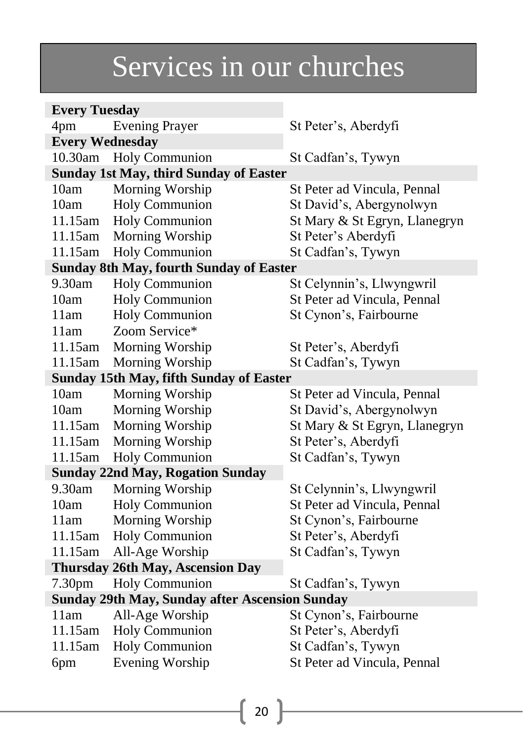# Services in our churches

| | | |
|---|---|---|
| **Every Tuesday** | | |
| 4pm | Evening Prayer | St Peter's, Aberdyfi |
| **Every Wednesday** | | |
| 10.30am | Holy Communion | St Cadfan's, Tywyn |
| **Sunday 1st May, third Sunday of Easter** | | |
| 10am | Morning Worship | St Peter ad Vincula, Pennal |
| 10am | Holy Communion | St David's, Abergynolwyn |
| 11.15am | Holy Communion | St Mary & St Egryn, Llanegryn |
| 11.15am | Morning Worship | St Peter's Aberdyfi |
| 11.15am | Holy Communion | St Cadfan's, Tywyn |
| **Sunday 8th May, fourth Sunday of Easter** | | |
| 9.30am | Holy Communion | St Celynnin's, Llwyngwril |
| 10am | Holy Communion | St Peter ad Vincula, Pennal |
| 11am | Holy Communion | St Cynon's, Fairbourne |
| 11am | Zoom Service* | |
| 11.15am | Morning Worship | St Peter's, Aberdyfi |
| 11.15am | Morning Worship | St Cadfan's, Tywyn |
| **Sunday 15th May, fifth Sunday of Easter** | | |
| 10am | Morning Worship | St Peter ad Vincula, Pennal |
| 10am | Morning Worship | St David's, Abergynolwyn |
| 11.15am | Morning Worship | St Mary & St Egryn, Llanegryn |
| 11.15am | Morning Worship | St Peter's, Aberdyfi |
| 11.15am | Holy Communion | St Cadfan's, Tywyn |
| **Sunday 22nd May, Rogation Sunday** | | |
| 9.30am | Morning Worship | St Celynnin's, Llwyngwril |
| 10am | Holy Communion | St Peter ad Vincula, Pennal |
| 11am | Morning Worship | St Cynon's, Fairbourne |
| 11.15am | Holy Communion | St Peter's, Aberdyfi |
| 11.15am | All-Age Worship | St Cadfan's, Tywyn |
| **Thursday 26th May, Ascension Day** | | |
| 7.30pm | Holy Communion | St Cadfan's, Tywyn |
| **Sunday 29th May, Sunday after Ascension Sunday** | | |
| 11am | All-Age Worship | St Cynon's, Fairbourne |
| 11.15am | Holy Communion | St Peter's, Aberdyfi |
| 11.15am | Holy Communion | St Cadfan's, Tywyn |
| 6pm | Evening Worship | St Peter ad Vincula, Pennal |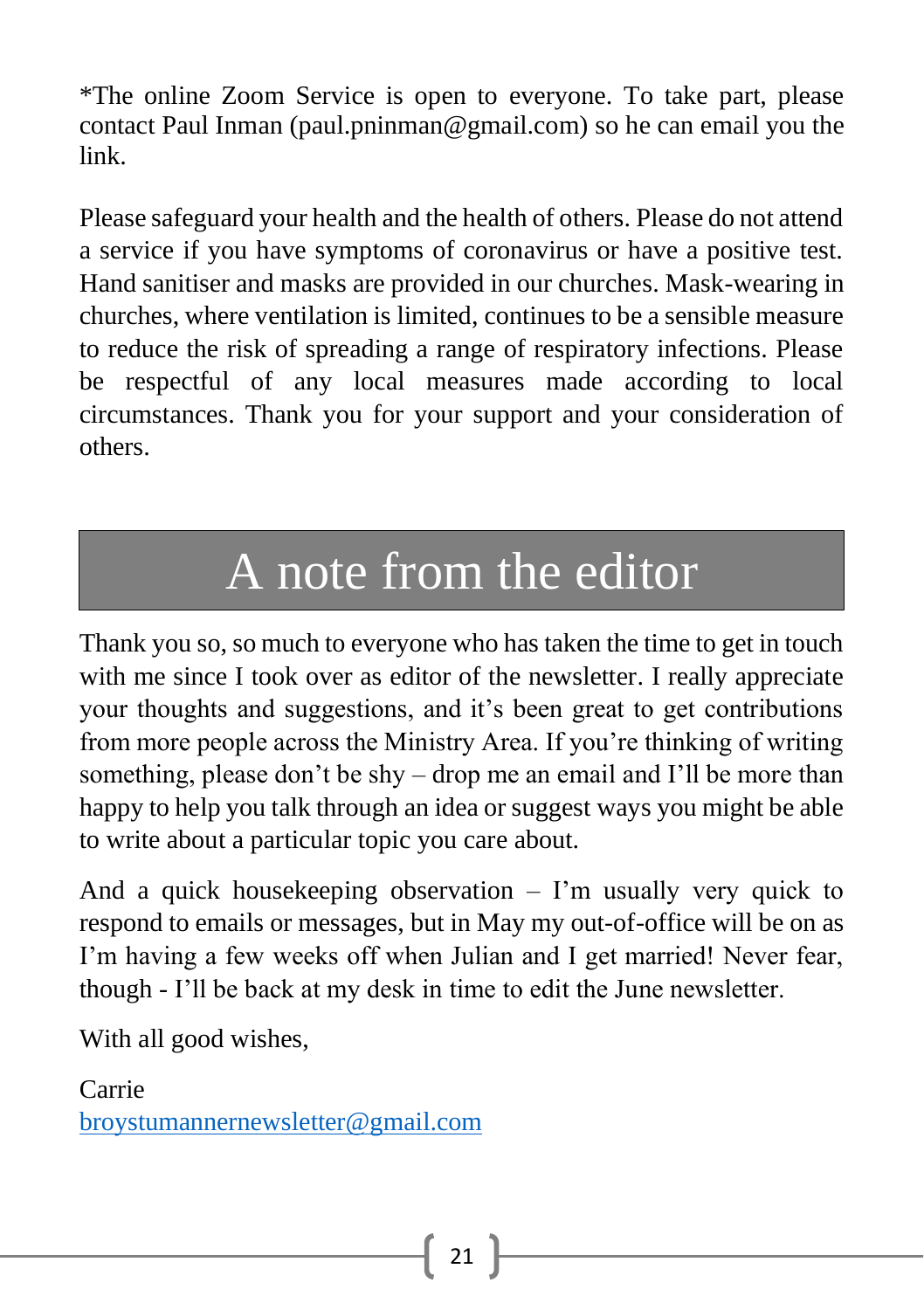*The online Zoom Service is open to everyone. To take part, please contact Paul Inman (paul.pninman@gmail.com) so he can email you the link.

Please safeguard your health and the health of others. Please do not attend a service if you have symptoms of coronavirus or have a positive test. Hand sanitiser and masks are provided in our churches. Mask-wearing in churches, where ventilation is limited, continues to be a sensible measure to reduce the risk of spreading a range of respiratory infections. Please be respectful of any local measures made according to local circumstances. Thank you for your support and your consideration of others.

# A note from the editor

Thank you so, so much to everyone who has taken the time to get in touch with me since I took over as editor of the newsletter. I really appreciate your thoughts and suggestions, and it's been great to get contributions from more people across the Ministry Area. If you're thinking of writing something, please don't be shy – drop me an email and I'll be more than happy to help you talk through an idea or suggest ways you might be able to write about a particular topic you care about.

And a quick housekeeping observation – I'm usually very quick to respond to emails or messages, but in May my out-of-office will be on as I'm having a few weeks off when Julian and I get married! Never fear, though - I'll be back at my desk in time to edit the June newsletter.

With all good wishes,

Carrie
broystumannernewsletter@gmail.com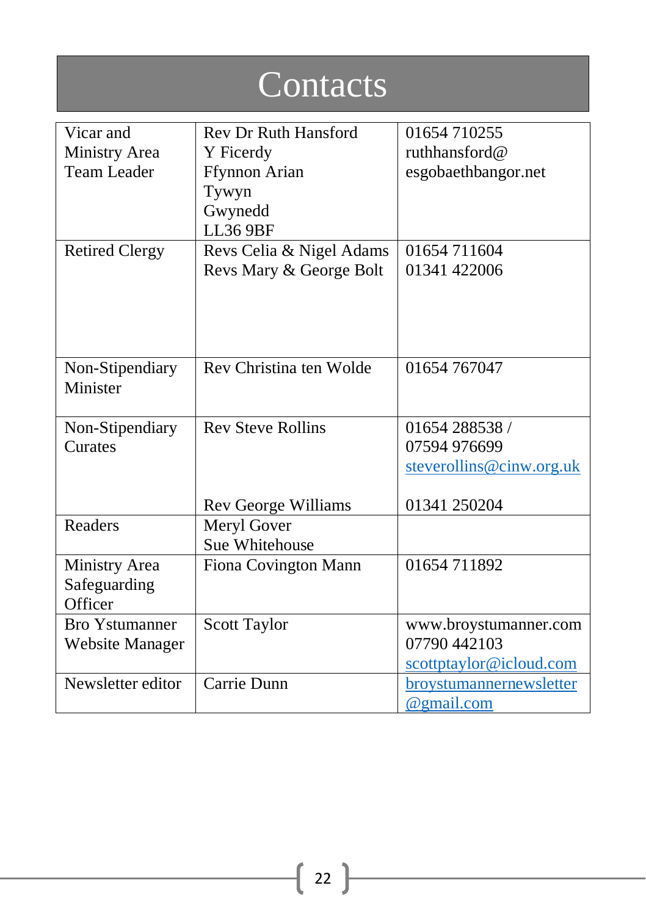# Contacts

| | | |
|---|---|---|
| Vicar and Ministry Area Team Leader | Rev Dr Ruth Hansford<br>Y Ficerdy<br>Ffynnon Arian<br>Tywyn<br>Gwynedd<br>LL36 9BF | 01654 710255<br>ruthhansford@ esgobaethbangor.net |
| Retired Clergy | Revs Celia & Nigel Adams<br>Revs Mary & George Bolt | 01654 711604<br>01341 422006 |
| Non-Stipendiary Minister | Rev Christina ten Wolde | 01654 767047 |
| Non-Stipendiary Curates | Rev Steve Rollins<br><br>Rev George Williams | 01654 288538 / 07594 976699<br>steverollins@cinw.org.uk<br>01341 250204 |
| Readers | Meryl Gover<br>Sue Whitehouse | |
| Ministry Area Safeguarding Officer | Fiona Covington Mann | 01654 711892 |
| Bro Ystumanner Website Manager | Scott Taylor | www.broystumanner.com<br>07790 442103<br>scottptaylor@icloud.com |
| Newsletter editor | Carrie Dunn | broystumannernewsletter @gmail.com |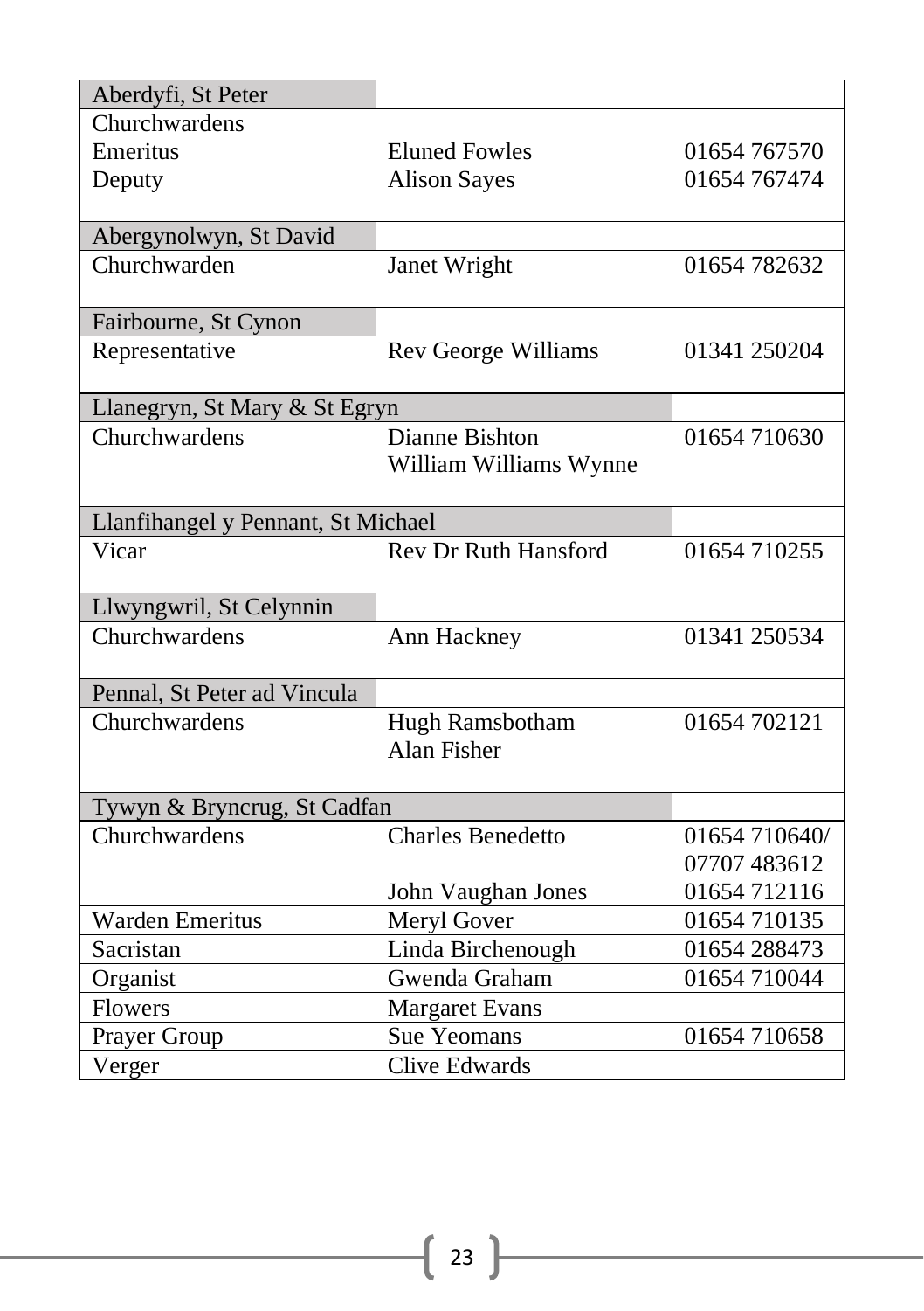| Aberdyfi, St Peter | | |
|---|---|---|
| Churchwardens<br>Emeritus<br>Deputy | <br>Eluned Fowles<br>Alison Sayes | <br>01654 767570<br>01654 767474 |
| Abergynolwyn, St David | | |
| Churchwarden | Janet Wright | 01654 782632 |
| Fairbourne, St Cynon | | |
| Representative | Rev George Williams | 01341 250204 |
| Llanegryn, St Mary & St Egryn | | |
| Churchwardens | Dianne Bishton<br>William Williams Wynne | 01654 710630 |
| Llanfihangel y Pennant, St Michael | | |
| Vicar | Rev Dr Ruth Hansford | 01654 710255 |
| Llwyngwril, St Celynnin | | |
| Churchwardens | Ann Hackney | 01341 250534 |
| Pennal, St Peter ad Vincula | | |
| Churchwardens | Hugh Ramsbotham<br>Alan Fisher | 01654 702121 |
| Tywyn & Bryncrug, St Cadfan | | |
| Churchwardens | Charles Benedetto<br><br>John Vaughan Jones | 01654 710640/<br>07707 483612<br>01654 712116 |
| Warden Emeritus | Meryl Gover | 01654 710135 |
| Sacristan | Linda Birchenough | 01654 288473 |
| Organist | Gwenda Graham | 01654 710044 |
| Flowers | Margaret Evans | |
| Prayer Group | Sue Yeomans | 01654 710658 |
| Verger | Clive Edwards | |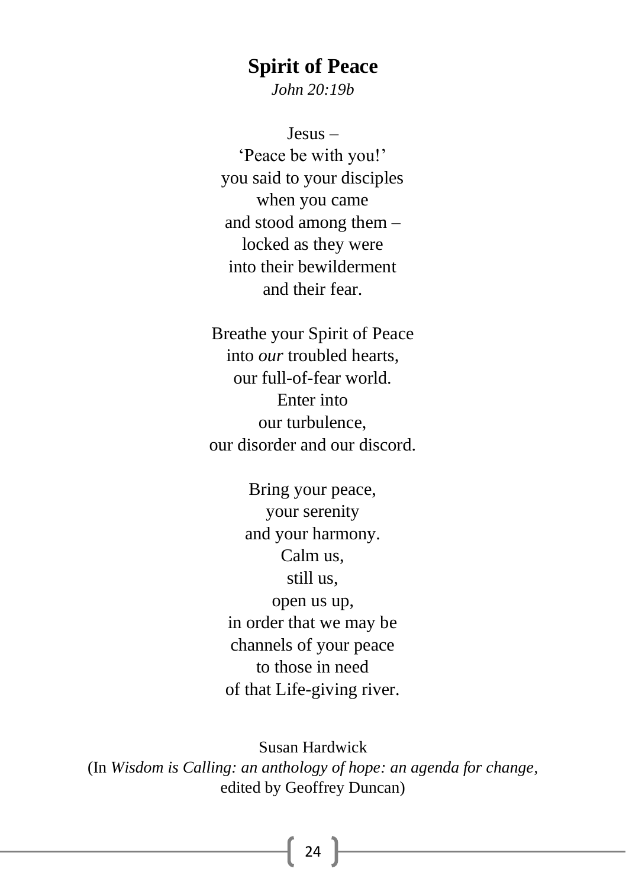## Spirit of Peace

*John 20:19b*

Jesus –  
'Peace be with you!'  
you said to your disciples  
when you came  
and stood among them –  
locked as they were  
into their bewilderment  
and their fear.

Breathe your Spirit of Peace  
into *our* troubled hearts,  
our full-of-fear world.  
Enter into  
our turbulence,  
our disorder and our discord.

Bring your peace,  
your serenity  
and your harmony.  
Calm us,  
still us,  
open us up,  
in order that we may be  
channels of your peace  
to those in need  
of that Life-giving river.

Susan Hardwick  
(In *Wisdom is Calling: an anthology of hope: an agenda for change*,  
edited by Geoffrey Duncan)